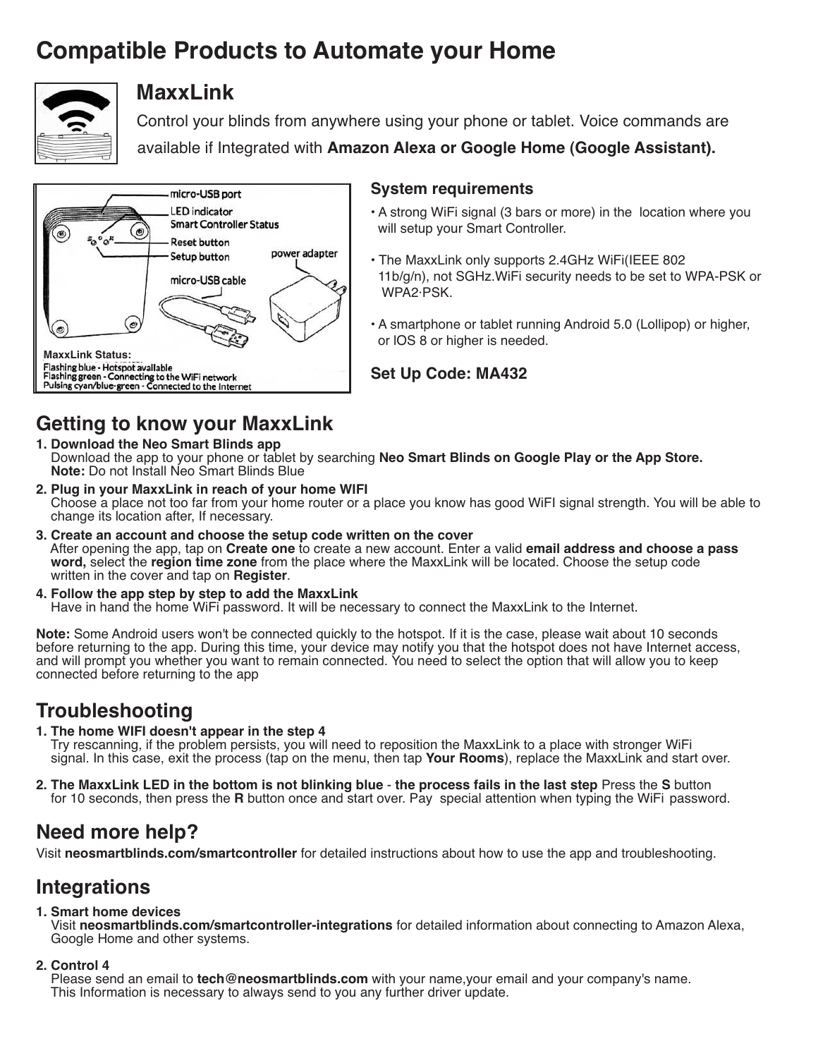# Compatible Products to Automate your Home

## MaxxLink

Control your blinds from anywhere using your phone or tablet. Voice commands are available if Integrated with **Amazon Alexa or Google Home (Google Assistant).**

micro-USB port
LED indicator
Smart Controller Status
Reset button
Setup button
power adapter
micro-USB cable

**MaxxLink Status:**
Flashing blue - Hotspot available
Flashing green - Connecting to the WiFi network
Pulsing cyan/blue-green - Connected to the Internet

### System requirements

- A strong WiFi signal (3 bars or more) in the location where you will setup your Smart Controller.
- The MaxxLink only supports 2.4GHz WiFi(IEEE 802 11b/g/n), not SGHz.WiFi security needs to be set to WPA-PSK or WPA2·PSK.
- A smartphone or tablet running Android 5.0 (Lollipop) or higher, or IOS 8 or higher is needed.

**Set Up Code: MA432**

## Getting to know your MaxxLink

1. **Download the Neo Smart Blinds app**
   Download the app to your phone or tablet by searching **Neo Smart Blinds on Google Play or the App Store.**
   **Note:** Do not Install Neo Smart Blinds Blue
2. **Plug in your MaxxLink in reach of your home WIFI**
   Choose a place not too far from your home router or a place you know has good WiFI signal strength. You will be able to change its location after, If necessary.
3. **Create an account and choose the setup code written on the cover**
   After opening the app, tap on **Create one** to create a new account. Enter a valid **email address and choose a pass word,** select the **region time zone** from the place where the MaxxLink will be located. Choose the setup code written in the cover and tap on **Register**.
4. **Follow the app step by step to add the MaxxLink**
   Have in hand the home WiFi password. It will be necessary to connect the MaxxLink to the Internet.

**Note:** Some Android users won't be connected quickly to the hotspot. If it is the case, please wait about 10 seconds before returning to the app. During this time, your device may notify you that the hotspot does not have Internet access, and will prompt you whether you want to remain connected. You need to select the option that will allow you to keep connected before returning to the app

## Troubleshooting

1. **The home WIFI doesn't appear in the step 4**
   Try rescanning, if the problem persists, you will need to reposition the MaxxLink to a place with stronger WiFi signal. In this case, exit the process (tap on the menu, then tap **Your Rooms**), replace the MaxxLink and start over.
2. **The MaxxLink LED in the bottom is not blinking blue** - **the process fails in the last step** Press the **S** button for 10 seconds, then press the **R** button once and start over. Pay special attention when typing the WiFi password.

## Need more help?

Visit **neosmartblinds.com/smartcontroller** for detailed instructions about how to use the app and troubleshooting.

## Integrations

1. **Smart home devices**
   Visit **neosmartblinds.com/smartcontroller-integrations** for detailed information about connecting to Amazon Alexa, Google Home and other systems.
2. **Control 4**
   Please send an email to **tech@neosmartblinds.com** with your name,your email and your company's name. This Information is necessary to always send to you any further driver update.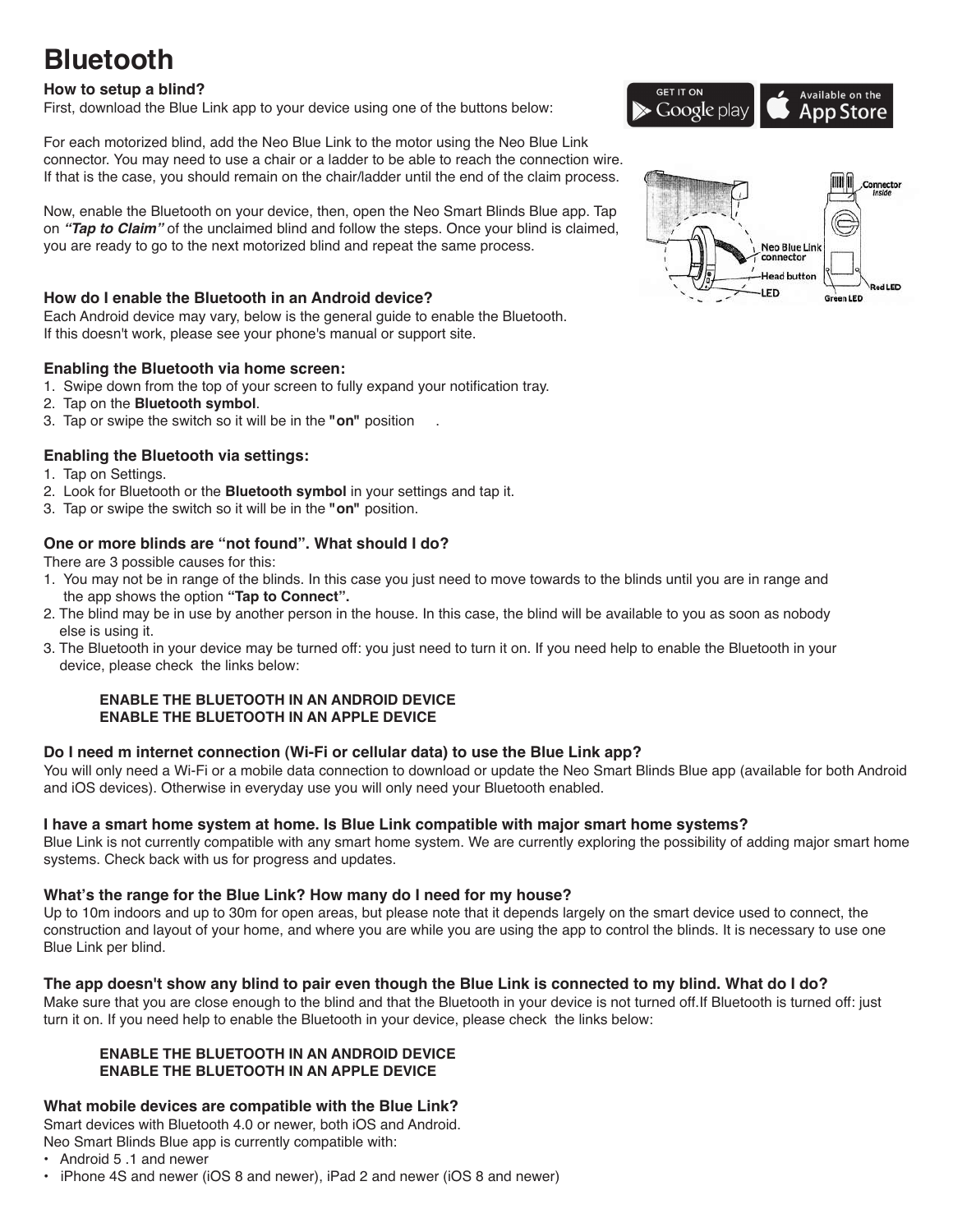# Bluetooth

### How to setup a blind?

First, download the Blue Link app to your device using one of the buttons below:

For each motorized blind, add the Neo Blue Link to the motor using the Neo Blue Link connector. You may need to use a chair or a ladder to be able to reach the connection wire. If that is the case, you should remain on the chair/ladder until the end of the claim process.

Now, enable the Bluetooth on your device, then, open the Neo Smart Blinds Blue app. Tap on ***"Tap to Claim"*** of the unclaimed blind and follow the steps. Once your blind is claimed, you are ready to go to the next motorized blind and repeat the same process.

### How do I enable the Bluetooth in an Android device?

Each Android device may vary, below is the general guide to enable the Bluetooth. If this doesn't work, please see your phone's manual or support site.

### Enabling the Bluetooth via home screen:

1. Swipe down from the top of your screen to fully expand your notification tray.
2. Tap on the **Bluetooth symbol**.
3. Tap or swipe the switch so it will be in the **"on"** position .

### Enabling the Bluetooth via settings:

1. Tap on Settings.
2. Look for Bluetooth or the **Bluetooth symbol** in your settings and tap it.
3. Tap or swipe the switch so it will be in the **"on"** position.

### One or more blinds are "not found". What should I do?

There are 3 possible causes for this:

1. You may not be in range of the blinds. In this case you just need to move towards to the blinds until you are in range and the app shows the option **"Tap to Connect".**
2. The blind may be in use by another person in the house. In this case, the blind will be available to you as soon as nobody else is using it.
3. The Bluetooth in your device may be turned off: you just need to turn it on. If you need help to enable the Bluetooth in your device, please check the links below:

**ENABLE THE BLUETOOTH IN AN ANDROID DEVICE**
**ENABLE THE BLUETOOTH IN AN APPLE DEVICE**

### Do I need m internet connection (Wi-Fi or cellular data) to use the Blue Link app?

You will only need a Wi-Fi or a mobile data connection to download or update the Neo Smart Blinds Blue app (available for both Android and iOS devices). Otherwise in everyday use you will only need your Bluetooth enabled.

### I have a smart home system at home. Is Blue Link compatible with major smart home systems?

Blue Link is not currently compatible with any smart home system. We are currently exploring the possibility of adding major smart home systems. Check back with us for progress and updates.

### What's the range for the Blue Link? How many do I need for my house?

Up to 10m indoors and up to 30m for open areas, but please note that it depends largely on the smart device used to connect, the construction and layout of your home, and where you are while you are using the app to control the blinds. It is necessary to use one Blue Link per blind.

### The app doesn't show any blind to pair even though the Blue Link is connected to my blind. What do I do?

Make sure that you are close enough to the blind and that the Bluetooth in your device is not turned off.If Bluetooth is turned off: just turn it on. If you need help to enable the Bluetooth in your device, please check the links below:

**ENABLE THE BLUETOOTH IN AN ANDROID DEVICE**
**ENABLE THE BLUETOOTH IN AN APPLE DEVICE**

### What mobile devices are compatible with the Blue Link?

Smart devices with Bluetooth 4.0 or newer, both iOS and Android.
Neo Smart Blinds Blue app is currently compatible with:

- Android 5 .1 and newer
- iPhone 4S and newer (iOS 8 and newer), iPad 2 and newer (iOS 8 and newer)